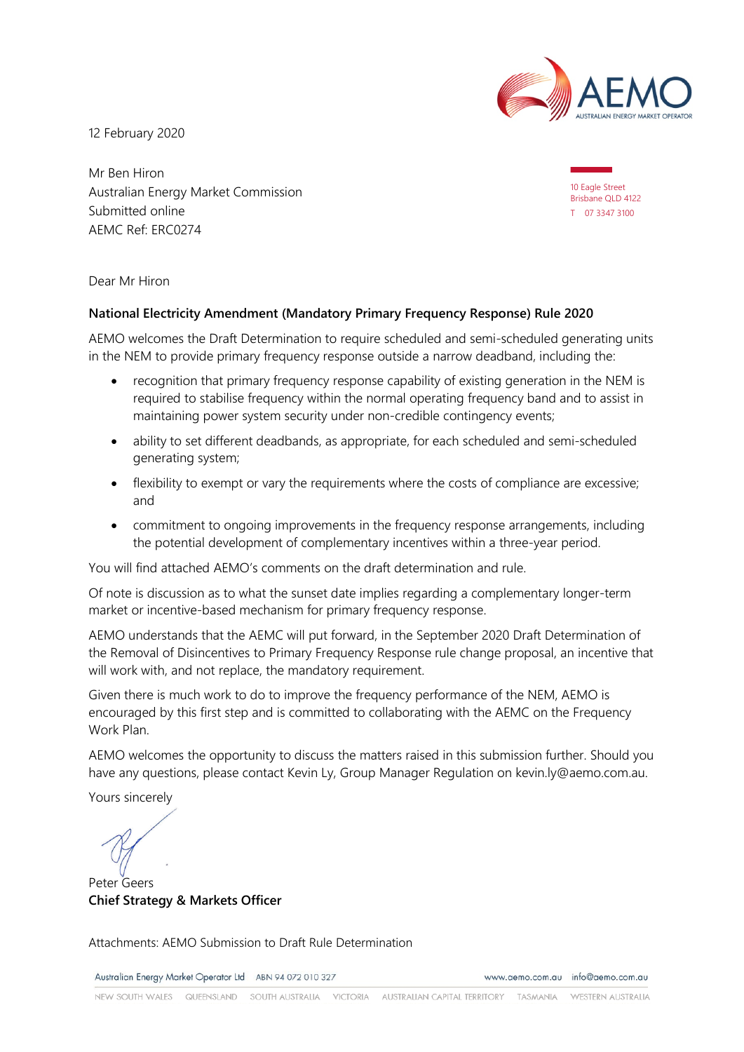12 February 2020

Mr Ben Hiron
Australian Energy Market Commission
Submitted online
AEMC Ref: ERC0274

10 Eagle Street
Brisbane QLD 4122
T 07 3347 3100

Dear Mr Hiron

**National Electricity Amendment (Mandatory Primary Frequency Response) Rule 2020**

AEMO welcomes the Draft Determination to require scheduled and semi-scheduled generating units in the NEM to provide primary frequency response outside a narrow deadband, including the:

- recognition that primary frequency response capability of existing generation in the NEM is required to stabilise frequency within the normal operating frequency band and to assist in maintaining power system security under non-credible contingency events;
- ability to set different deadbands, as appropriate, for each scheduled and semi-scheduled generating system;
- flexibility to exempt or vary the requirements where the costs of compliance are excessive; and
- commitment to ongoing improvements in the frequency response arrangements, including the potential development of complementary incentives within a three-year period.

You will find attached AEMO's comments on the draft determination and rule.

Of note is discussion as to what the sunset date implies regarding a complementary longer-term market or incentive-based mechanism for primary frequency response.

AEMO understands that the AEMC will put forward, in the September 2020 Draft Determination of the Removal of Disincentives to Primary Frequency Response rule change proposal, an incentive that will work with, and not replace, the mandatory requirement.

Given there is much work to do to improve the frequency performance of the NEM, AEMO is encouraged by this first step and is committed to collaborating with the AEMC on the Frequency Work Plan.

AEMO welcomes the opportunity to discuss the matters raised in this submission further. Should you have any questions, please contact Kevin Ly, Group Manager Regulation on kevin.ly@aemo.com.au.

Yours sincerely

Peter Geers
**Chief Strategy & Markets Officer**

Attachments: AEMO Submission to Draft Rule Determination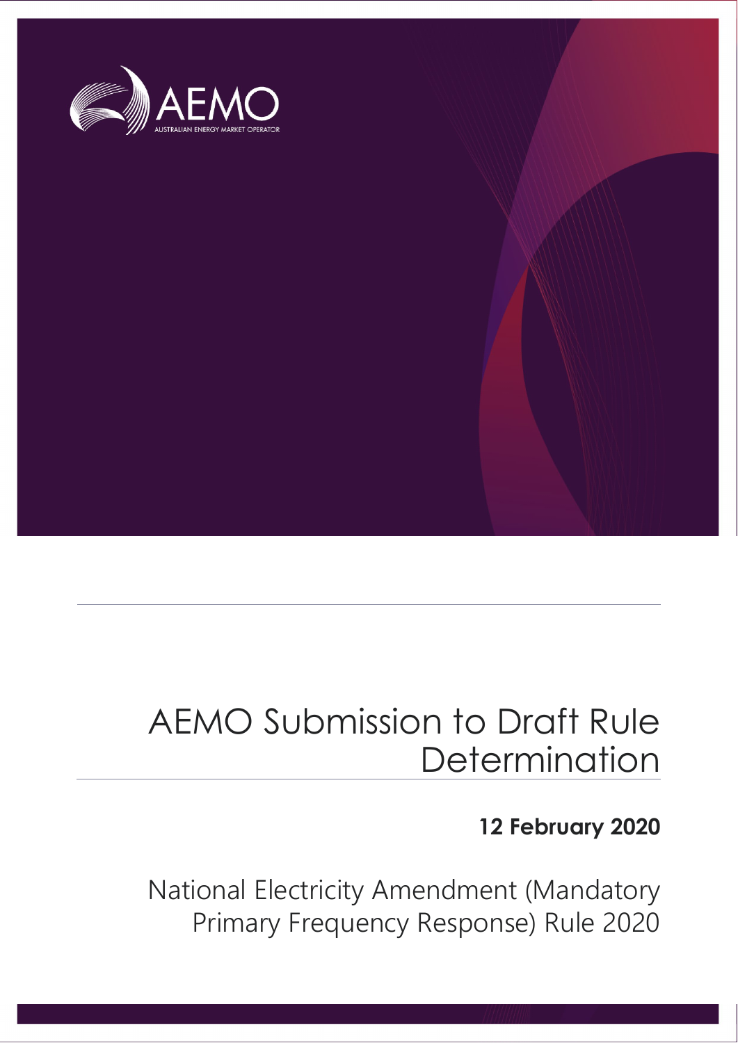# AEMO Submission to Draft Rule Determination

**12 February 2020**

National Electricity Amendment (Mandatory Primary Frequency Response) Rule 2020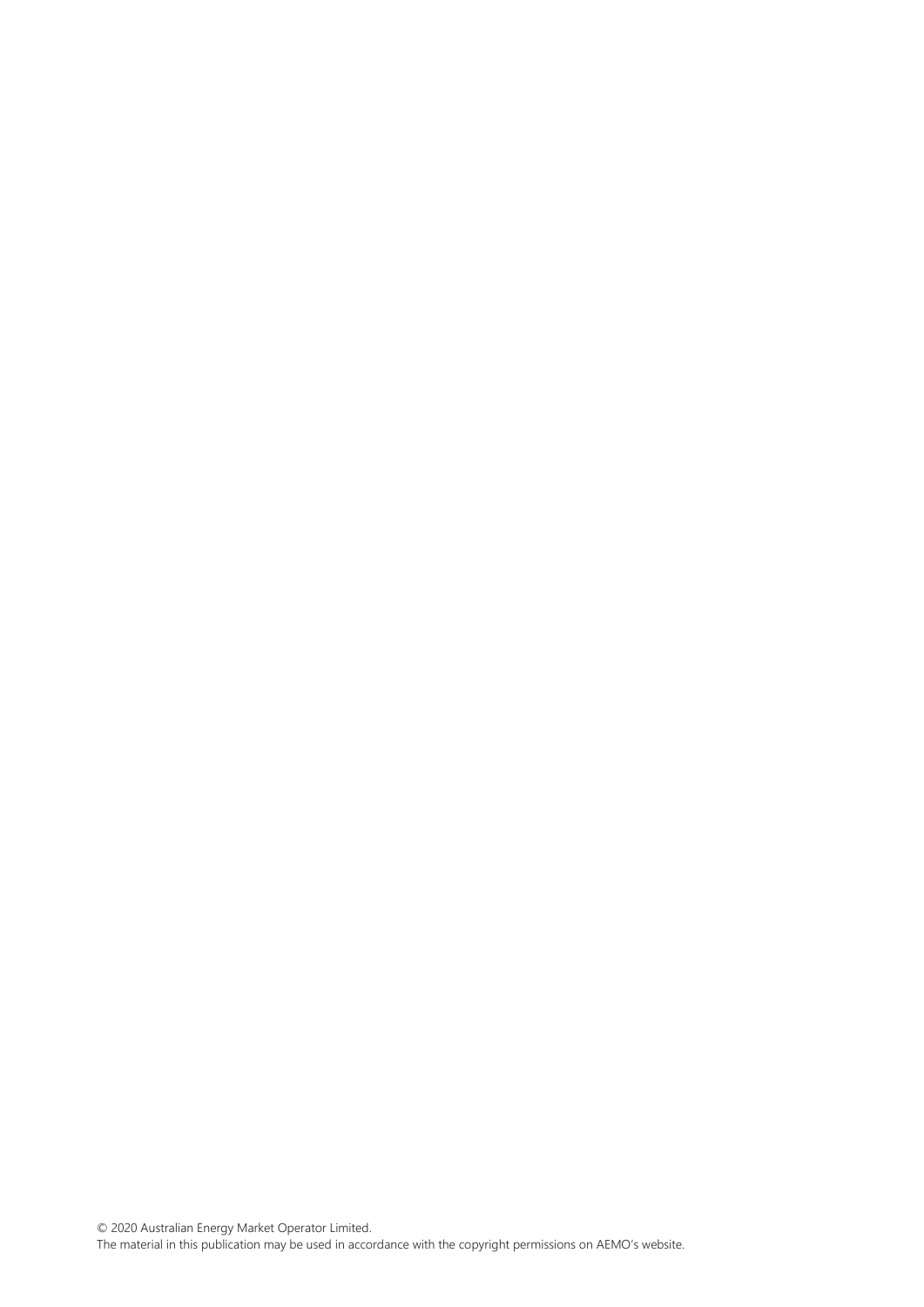© 2020 Australian Energy Market Operator Limited.
The material in this publication may be used in accordance with the copyright permissions on AEMO's website.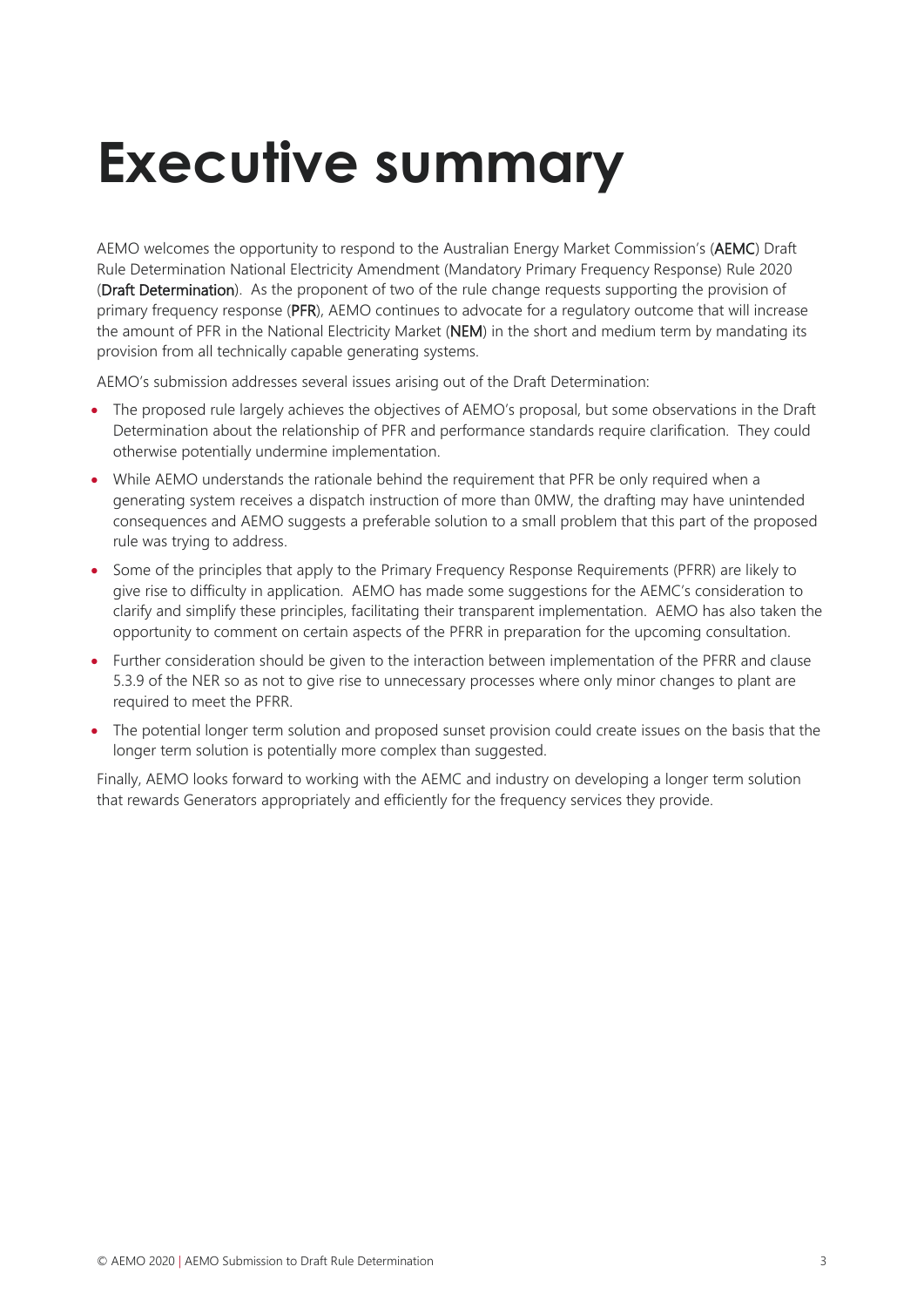# Executive summary

AEMO welcomes the opportunity to respond to the Australian Energy Market Commission's (**AEMC**) Draft Rule Determination National Electricity Amendment (Mandatory Primary Frequency Response) Rule 2020 (**Draft Determination**). As the proponent of two of the rule change requests supporting the provision of primary frequency response (**PFR**), AEMO continues to advocate for a regulatory outcome that will increase the amount of PFR in the National Electricity Market (**NEM**) in the short and medium term by mandating its provision from all technically capable generating systems.

AEMO's submission addresses several issues arising out of the Draft Determination:

- The proposed rule largely achieves the objectives of AEMO's proposal, but some observations in the Draft Determination about the relationship of PFR and performance standards require clarification. They could otherwise potentially undermine implementation.
- While AEMO understands the rationale behind the requirement that PFR be only required when a generating system receives a dispatch instruction of more than 0MW, the drafting may have unintended consequences and AEMO suggests a preferable solution to a small problem that this part of the proposed rule was trying to address.
- Some of the principles that apply to the Primary Frequency Response Requirements (PFRR) are likely to give rise to difficulty in application. AEMO has made some suggestions for the AEMC's consideration to clarify and simplify these principles, facilitating their transparent implementation. AEMO has also taken the opportunity to comment on certain aspects of the PFRR in preparation for the upcoming consultation.
- Further consideration should be given to the interaction between implementation of the PFRR and clause 5.3.9 of the NER so as not to give rise to unnecessary processes where only minor changes to plant are required to meet the PFRR.
- The potential longer term solution and proposed sunset provision could create issues on the basis that the longer term solution is potentially more complex than suggested.

Finally, AEMO looks forward to working with the AEMC and industry on developing a longer term solution that rewards Generators appropriately and efficiently for the frequency services they provide.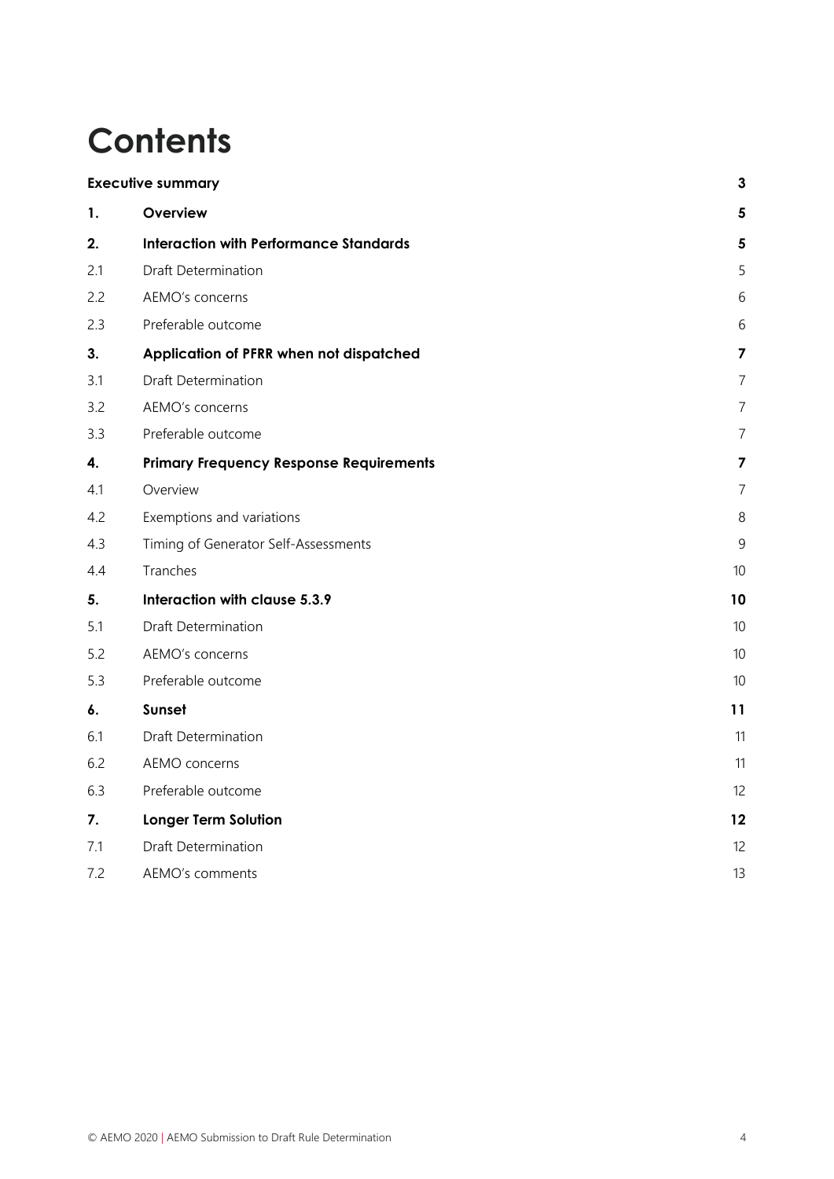# Contents

| | | |
|---|---|---|
| **Executive summary** | | **3** |
| **1.** | **Overview** | **5** |
| **2.** | **Interaction with Performance Standards** | **5** |
| 2.1 | Draft Determination | 5 |
| 2.2 | AEMO's concerns | 6 |
| 2.3 | Preferable outcome | 6 |
| **3.** | **Application of PFRR when not dispatched** | **7** |
| 3.1 | Draft Determination | 7 |
| 3.2 | AEMO's concerns | 7 |
| 3.3 | Preferable outcome | 7 |
| **4.** | **Primary Frequency Response Requirements** | **7** |
| 4.1 | Overview | 7 |
| 4.2 | Exemptions and variations | 8 |
| 4.3 | Timing of Generator Self-Assessments | 9 |
| 4.4 | Tranches | 10 |
| **5.** | **Interaction with clause 5.3.9** | **10** |
| 5.1 | Draft Determination | 10 |
| 5.2 | AEMO's concerns | 10 |
| 5.3 | Preferable outcome | 10 |
| **6.** | **Sunset** | **11** |
| 6.1 | Draft Determination | 11 |
| 6.2 | AEMO concerns | 11 |
| 6.3 | Preferable outcome | 12 |
| **7.** | **Longer Term Solution** | **12** |
| 7.1 | Draft Determination | 12 |
| 7.2 | AEMO's comments | 13 |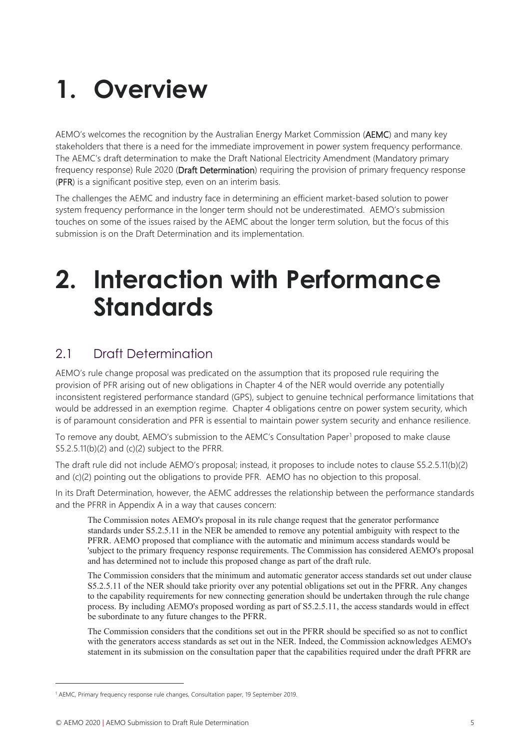# 1. Overview

AEMO's welcomes the recognition by the Australian Energy Market Commission (**AEMC**) and many key stakeholders that there is a need for the immediate improvement in power system frequency performance. The AEMC's draft determination to make the Draft National Electricity Amendment (Mandatory primary frequency response) Rule 2020 (**Draft Determination**) requiring the provision of primary frequency response (**PFR**) is a significant positive step, even on an interim basis.

The challenges the AEMC and industry face in determining an efficient market-based solution to power system frequency performance in the longer term should not be underestimated. AEMO's submission touches on some of the issues raised by the AEMC about the longer term solution, but the focus of this submission is on the Draft Determination and its implementation.

# 2. Interaction with Performance Standards

## 2.1 Draft Determination

AEMO's rule change proposal was predicated on the assumption that its proposed rule requiring the provision of PFR arising out of new obligations in Chapter 4 of the NER would override any potentially inconsistent registered performance standard (GPS), subject to genuine technical performance limitations that would be addressed in an exemption regime. Chapter 4 obligations centre on power system security, which is of paramount consideration and PFR is essential to maintain power system security and enhance resilience.

To remove any doubt, AEMO's submission to the AEMC's Consultation Paper[1] proposed to make clause S5.2.5.11(b)(2) and (c)(2) subject to the PFRR.

The draft rule did not include AEMO's proposal; instead, it proposes to include notes to clause S5.2.5.11(b)(2) and (c)(2) pointing out the obligations to provide PFR. AEMO has no objection to this proposal.

In its Draft Determination, however, the AEMC addresses the relationship between the performance standards and the PFRR in Appendix A in a way that causes concern:

> The Commission notes AEMO's proposal in its rule change request that the generator performance standards under S5.2.5.11 in the NER be amended to remove any potential ambiguity with respect to the PFRR. AEMO proposed that compliance with the automatic and minimum access standards would be 'subject to the primary frequency response requirements. The Commission has considered AEMO's proposal and has determined not to include this proposed change as part of the draft rule.
>
> The Commission considers that the minimum and automatic generator access standards set out under clause S5.2.5.11 of the NER should take priority over any potential obligations set out in the PFRR. Any changes to the capability requirements for new connecting generation should be undertaken through the rule change process. By including AEMO's proposed wording as part of S5.2.5.11, the access standards would in effect be subordinate to any future changes to the PFRR.
>
> The Commission considers that the conditions set out in the PFRR should be specified so as not to conflict with the generators access standards as set out in the NER. Indeed, the Commission acknowledges AEMO's statement in its submission on the consultation paper that the capabilities required under the draft PFRR are

[1] AEMC, Primary frequency response rule changes, Consultation paper, 19 September 2019.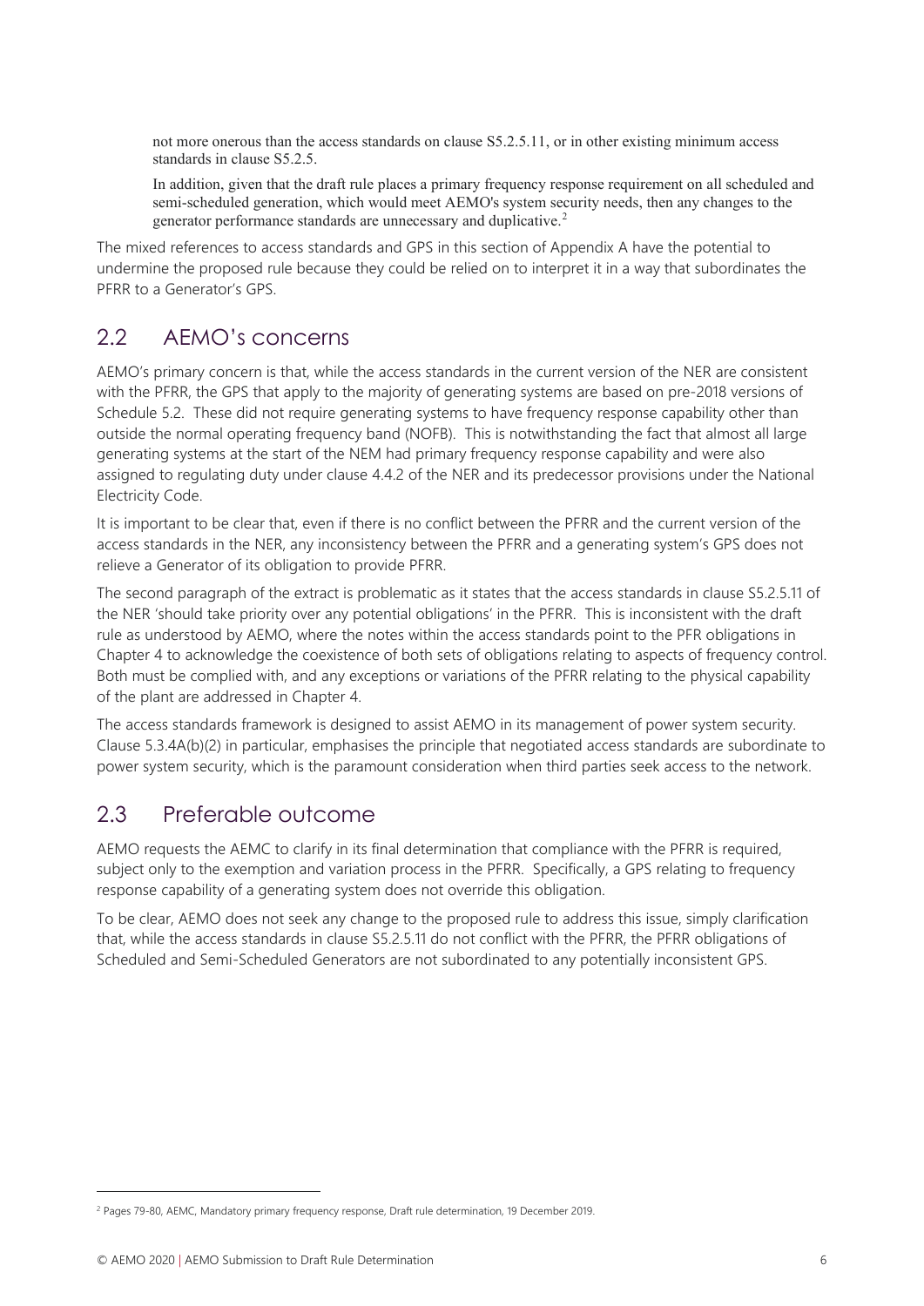> not more onerous than the access standards on clause S5.2.5.11, or in other existing minimum access standards in clause S5.2.5.
>
> In addition, given that the draft rule places a primary frequency response requirement on all scheduled and semi-scheduled generation, which would meet AEMO's system security needs, then any changes to the generator performance standards are unnecessary and duplicative.[2]

The mixed references to access standards and GPS in this section of Appendix A have the potential to undermine the proposed rule because they could be relied on to interpret it in a way that subordinates the PFRR to a Generator's GPS.

## 2.2 AEMO's concerns

AEMO's primary concern is that, while the access standards in the current version of the NER are consistent with the PFRR, the GPS that apply to the majority of generating systems are based on pre-2018 versions of Schedule 5.2. These did not require generating systems to have frequency response capability other than outside the normal operating frequency band (NOFB). This is notwithstanding the fact that almost all large generating systems at the start of the NEM had primary frequency response capability and were also assigned to regulating duty under clause 4.4.2 of the NER and its predecessor provisions under the National Electricity Code.

It is important to be clear that, even if there is no conflict between the PFRR and the current version of the access standards in the NER, any inconsistency between the PFRR and a generating system's GPS does not relieve a Generator of its obligation to provide PFRR.

The second paragraph of the extract is problematic as it states that the access standards in clause S5.2.5.11 of the NER 'should take priority over any potential obligations' in the PFRR. This is inconsistent with the draft rule as understood by AEMO, where the notes within the access standards point to the PFR obligations in Chapter 4 to acknowledge the coexistence of both sets of obligations relating to aspects of frequency control. Both must be complied with, and any exceptions or variations of the PFRR relating to the physical capability of the plant are addressed in Chapter 4.

The access standards framework is designed to assist AEMO in its management of power system security. Clause 5.3.4A(b)(2) in particular, emphasises the principle that negotiated access standards are subordinate to power system security, which is the paramount consideration when third parties seek access to the network.

## 2.3 Preferable outcome

AEMO requests the AEMC to clarify in its final determination that compliance with the PFRR is required, subject only to the exemption and variation process in the PFRR. Specifically, a GPS relating to frequency response capability of a generating system does not override this obligation.

To be clear, AEMO does not seek any change to the proposed rule to address this issue, simply clarification that, while the access standards in clause S5.2.5.11 do not conflict with the PFRR, the PFRR obligations of Scheduled and Semi-Scheduled Generators are not subordinated to any potentially inconsistent GPS.

---

[2] Pages 79-80, AEMC, Mandatory primary frequency response, Draft rule determination, 19 December 2019.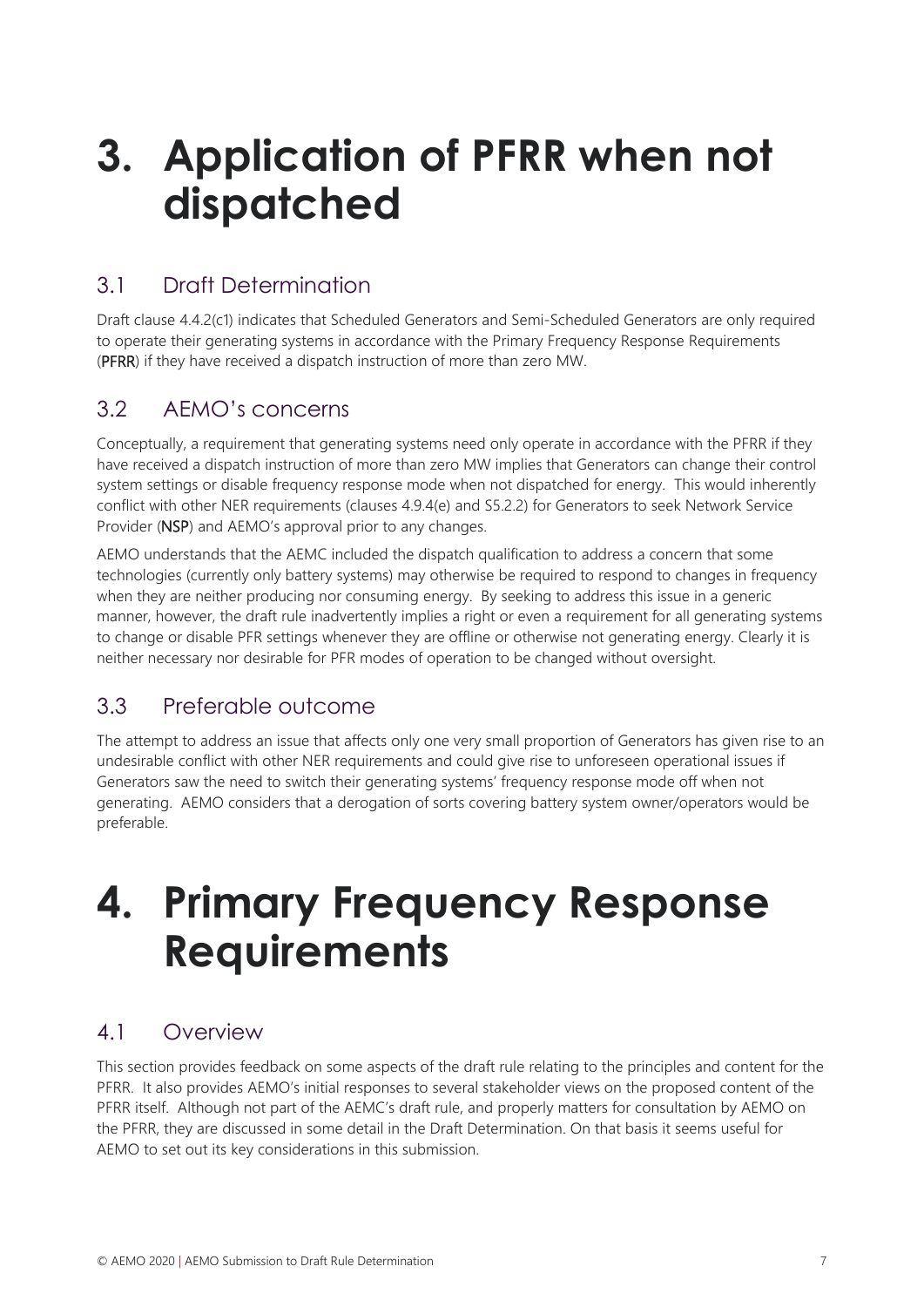# 3. Application of PFRR when not dispatched

## 3.1 Draft Determination

Draft clause 4.4.2(c1) indicates that Scheduled Generators and Semi-Scheduled Generators are only required to operate their generating systems in accordance with the Primary Frequency Response Requirements (**PFRR**) if they have received a dispatch instruction of more than zero MW.

## 3.2 AEMO's concerns

Conceptually, a requirement that generating systems need only operate in accordance with the PFRR if they have received a dispatch instruction of more than zero MW implies that Generators can change their control system settings or disable frequency response mode when not dispatched for energy. This would inherently conflict with other NER requirements (clauses 4.9.4(e) and S5.2.2) for Generators to seek Network Service Provider (**NSP**) and AEMO's approval prior to any changes.

AEMO understands that the AEMC included the dispatch qualification to address a concern that some technologies (currently only battery systems) may otherwise be required to respond to changes in frequency when they are neither producing nor consuming energy. By seeking to address this issue in a generic manner, however, the draft rule inadvertently implies a right or even a requirement for all generating systems to change or disable PFR settings whenever they are offline or otherwise not generating energy. Clearly it is neither necessary nor desirable for PFR modes of operation to be changed without oversight.

## 3.3 Preferable outcome

The attempt to address an issue that affects only one very small proportion of Generators has given rise to an undesirable conflict with other NER requirements and could give rise to unforeseen operational issues if Generators saw the need to switch their generating systems' frequency response mode off when not generating. AEMO considers that a derogation of sorts covering battery system owner/operators would be preferable.

# 4. Primary Frequency Response Requirements

## 4.1 Overview

This section provides feedback on some aspects of the draft rule relating to the principles and content for the PFRR. It also provides AEMO's initial responses to several stakeholder views on the proposed content of the PFRR itself. Although not part of the AEMC's draft rule, and properly matters for consultation by AEMO on the PFRR, they are discussed in some detail in the Draft Determination. On that basis it seems useful for AEMO to set out its key considerations in this submission.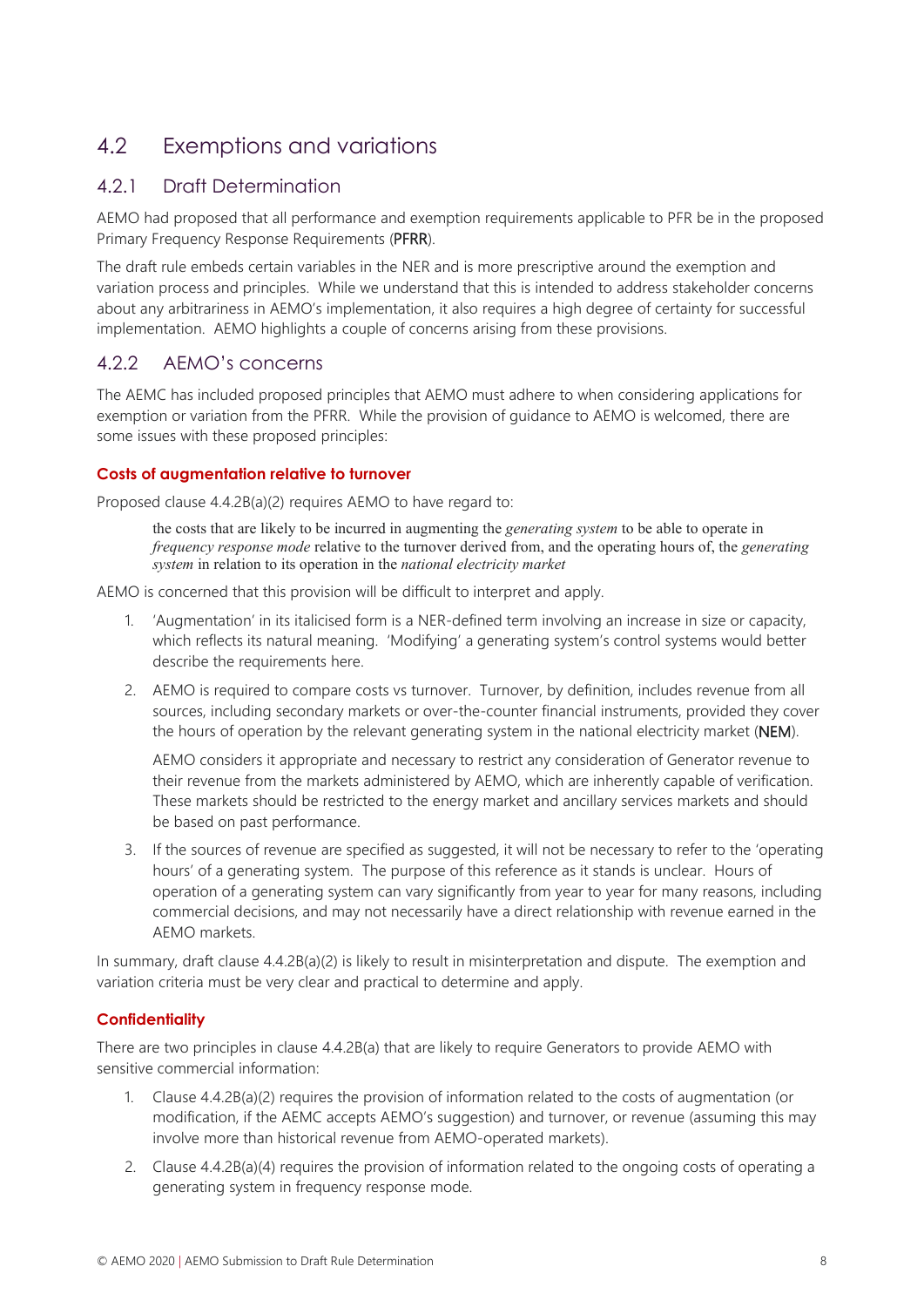## 4.2 Exemptions and variations

### 4.2.1 Draft Determination

AEMO had proposed that all performance and exemption requirements applicable to PFR be in the proposed Primary Frequency Response Requirements (**PFRR**).

The draft rule embeds certain variables in the NER and is more prescriptive around the exemption and variation process and principles. While we understand that this is intended to address stakeholder concerns about any arbitrariness in AEMO's implementation, it also requires a high degree of certainty for successful implementation. AEMO highlights a couple of concerns arising from these provisions.

### 4.2.2 AEMO's concerns

The AEMC has included proposed principles that AEMO must adhere to when considering applications for exemption or variation from the PFRR. While the provision of guidance to AEMO is welcomed, there are some issues with these proposed principles:

#### Costs of augmentation relative to turnover

Proposed clause 4.4.2B(a)(2) requires AEMO to have regard to:

> the costs that are likely to be incurred in augmenting the *generating system* to be able to operate in *frequency response mode* relative to the turnover derived from, and the operating hours of, the *generating system* in relation to its operation in the *national electricity market*

AEMO is concerned that this provision will be difficult to interpret and apply.

1. 'Augmentation' in its italicised form is a NER-defined term involving an increase in size or capacity, which reflects its natural meaning. 'Modifying' a generating system's control systems would better describe the requirements here.
2. AEMO is required to compare costs vs turnover. Turnover, by definition, includes revenue from all sources, including secondary markets or over-the-counter financial instruments, provided they cover the hours of operation by the relevant generating system in the national electricity market (**NEM**).

   AEMO considers it appropriate and necessary to restrict any consideration of Generator revenue to their revenue from the markets administered by AEMO, which are inherently capable of verification. These markets should be restricted to the energy market and ancillary services markets and should be based on past performance.
3. If the sources of revenue are specified as suggested, it will not be necessary to refer to the 'operating hours' of a generating system. The purpose of this reference as it stands is unclear. Hours of operation of a generating system can vary significantly from year to year for many reasons, including commercial decisions, and may not necessarily have a direct relationship with revenue earned in the AEMO markets.

In summary, draft clause 4.4.2B(a)(2) is likely to result in misinterpretation and dispute. The exemption and variation criteria must be very clear and practical to determine and apply.

#### Confidentiality

There are two principles in clause 4.4.2B(a) that are likely to require Generators to provide AEMO with sensitive commercial information:

1. Clause 4.4.2B(a)(2) requires the provision of information related to the costs of augmentation (or modification, if the AEMC accepts AEMO's suggestion) and turnover, or revenue (assuming this may involve more than historical revenue from AEMO-operated markets).
2. Clause 4.4.2B(a)(4) requires the provision of information related to the ongoing costs of operating a generating system in frequency response mode.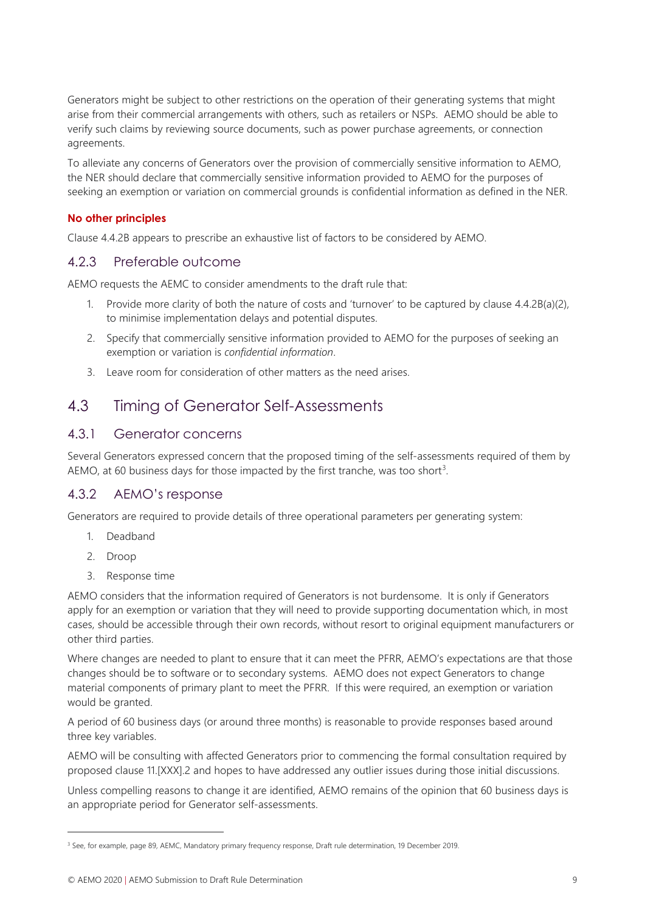Generators might be subject to other restrictions on the operation of their generating systems that might arise from their commercial arrangements with others, such as retailers or NSPs. AEMO should be able to verify such claims by reviewing source documents, such as power purchase agreements, or connection agreements.

To alleviate any concerns of Generators over the provision of commercially sensitive information to AEMO, the NER should declare that commercially sensitive information provided to AEMO for the purposes of seeking an exemption or variation on commercial grounds is confidential information as defined in the NER.

**No other principles**

Clause 4.4.2B appears to prescribe an exhaustive list of factors to be considered by AEMO.

### 4.2.3 Preferable outcome

AEMO requests the AEMC to consider amendments to the draft rule that:

1. Provide more clarity of both the nature of costs and 'turnover' to be captured by clause 4.4.2B(a)(2), to minimise implementation delays and potential disputes.
2. Specify that commercially sensitive information provided to AEMO for the purposes of seeking an exemption or variation is *confidential information*.
3. Leave room for consideration of other matters as the need arises.

## 4.3 Timing of Generator Self-Assessments

### 4.3.1 Generator concerns

Several Generators expressed concern that the proposed timing of the self-assessments required of them by AEMO, at 60 business days for those impacted by the first tranche, was too short[3].

### 4.3.2 AEMO's response

Generators are required to provide details of three operational parameters per generating system:

1. Deadband
2. Droop
3. Response time

AEMO considers that the information required of Generators is not burdensome. It is only if Generators apply for an exemption or variation that they will need to provide supporting documentation which, in most cases, should be accessible through their own records, without resort to original equipment manufacturers or other third parties.

Where changes are needed to plant to ensure that it can meet the PFRR, AEMO's expectations are that those changes should be to software or to secondary systems. AEMO does not expect Generators to change material components of primary plant to meet the PFRR. If this were required, an exemption or variation would be granted.

A period of 60 business days (or around three months) is reasonable to provide responses based around three key variables.

AEMO will be consulting with affected Generators prior to commencing the formal consultation required by proposed clause 11.[XXX].2 and hopes to have addressed any outlier issues during those initial discussions.

Unless compelling reasons to change it are identified, AEMO remains of the opinion that 60 business days is an appropriate period for Generator self-assessments.

[3] See, for example, page 89, AEMC, Mandatory primary frequency response, Draft rule determination, 19 December 2019.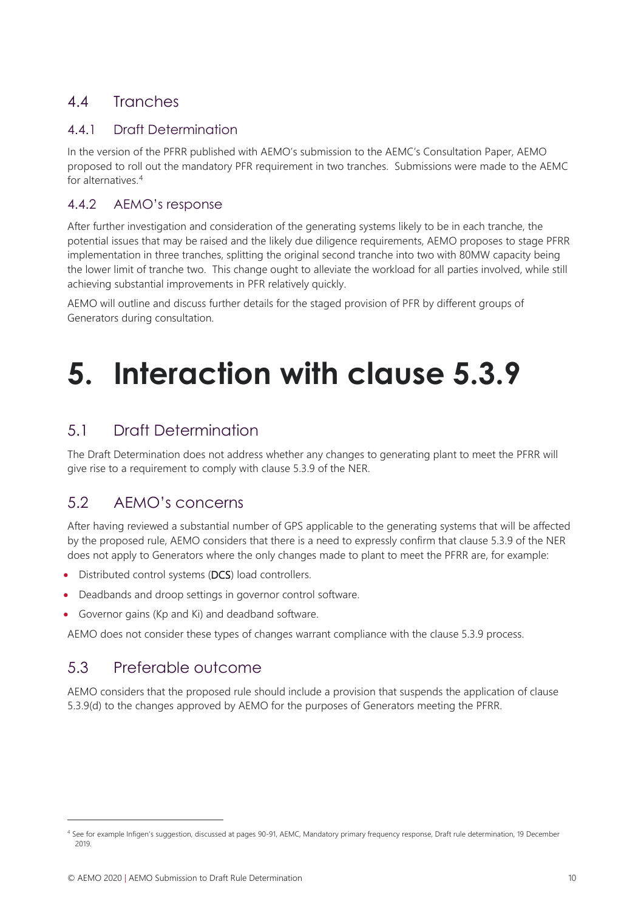## 4.4 Tranches

### 4.4.1 Draft Determination

In the version of the PFRR published with AEMO's submission to the AEMC's Consultation Paper, AEMO proposed to roll out the mandatory PFR requirement in two tranches. Submissions were made to the AEMC for alternatives.[4]

### 4.4.2 AEMO's response

After further investigation and consideration of the generating systems likely to be in each tranche, the potential issues that may be raised and the likely due diligence requirements, AEMO proposes to stage PFRR implementation in three tranches, splitting the original second tranche into two with 80MW capacity being the lower limit of tranche two. This change ought to alleviate the workload for all parties involved, while still achieving substantial improvements in PFR relatively quickly.

AEMO will outline and discuss further details for the staged provision of PFR by different groups of Generators during consultation.

# 5. Interaction with clause 5.3.9

## 5.1 Draft Determination

The Draft Determination does not address whether any changes to generating plant to meet the PFRR will give rise to a requirement to comply with clause 5.3.9 of the NER.

## 5.2 AEMO's concerns

After having reviewed a substantial number of GPS applicable to the generating systems that will be affected by the proposed rule, AEMO considers that there is a need to expressly confirm that clause 5.3.9 of the NER does not apply to Generators where the only changes made to plant to meet the PFRR are, for example:

- Distributed control systems (**DCS**) load controllers.
- Deadbands and droop settings in governor control software.
- Governor gains (Kp and Ki) and deadband software.

AEMO does not consider these types of changes warrant compliance with the clause 5.3.9 process.

## 5.3 Preferable outcome

AEMO considers that the proposed rule should include a provision that suspends the application of clause 5.3.9(d) to the changes approved by AEMO for the purposes of Generators meeting the PFRR.

---

[4] See for example Infigen's suggestion, discussed at pages 90-91, AEMC, Mandatory primary frequency response, Draft rule determination, 19 December 2019.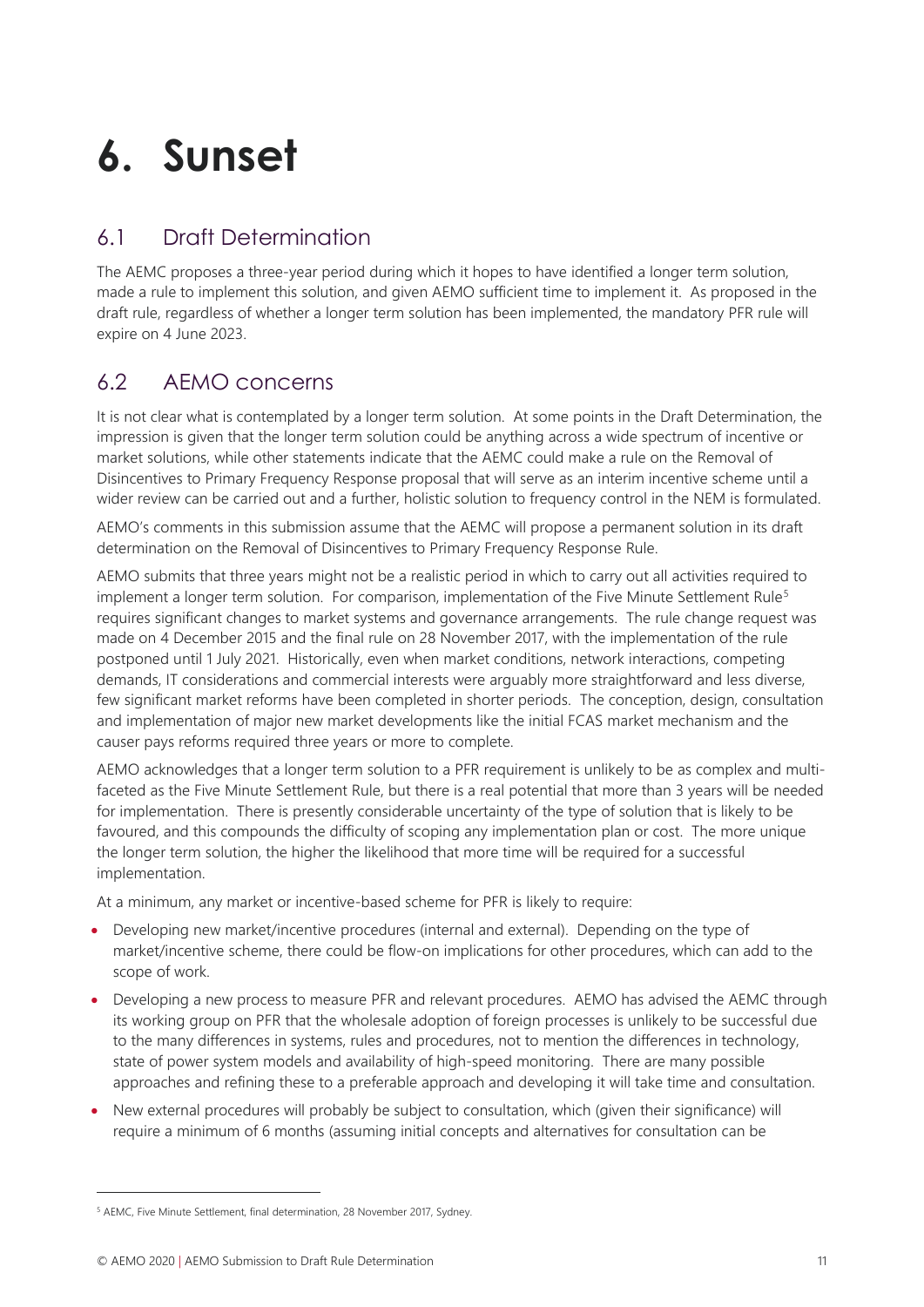# 6. Sunset

## 6.1 Draft Determination

The AEMC proposes a three-year period during which it hopes to have identified a longer term solution, made a rule to implement this solution, and given AEMO sufficient time to implement it. As proposed in the draft rule, regardless of whether a longer term solution has been implemented, the mandatory PFR rule will expire on 4 June 2023.

## 6.2 AEMO concerns

It is not clear what is contemplated by a longer term solution. At some points in the Draft Determination, the impression is given that the longer term solution could be anything across a wide spectrum of incentive or market solutions, while other statements indicate that the AEMC could make a rule on the Removal of Disincentives to Primary Frequency Response proposal that will serve as an interim incentive scheme until a wider review can be carried out and a further, holistic solution to frequency control in the NEM is formulated.

AEMO's comments in this submission assume that the AEMC will propose a permanent solution in its draft determination on the Removal of Disincentives to Primary Frequency Response Rule.

AEMO submits that three years might not be a realistic period in which to carry out all activities required to implement a longer term solution. For comparison, implementation of the Five Minute Settlement Rule[5] requires significant changes to market systems and governance arrangements. The rule change request was made on 4 December 2015 and the final rule on 28 November 2017, with the implementation of the rule postponed until 1 July 2021. Historically, even when market conditions, network interactions, competing demands, IT considerations and commercial interests were arguably more straightforward and less diverse, few significant market reforms have been completed in shorter periods. The conception, design, consultation and implementation of major new market developments like the initial FCAS market mechanism and the causer pays reforms required three years or more to complete.

AEMO acknowledges that a longer term solution to a PFR requirement is unlikely to be as complex and multi-faceted as the Five Minute Settlement Rule, but there is a real potential that more than 3 years will be needed for implementation. There is presently considerable uncertainty of the type of solution that is likely to be favoured, and this compounds the difficulty of scoping any implementation plan or cost. The more unique the longer term solution, the higher the likelihood that more time will be required for a successful implementation.

At a minimum, any market or incentive-based scheme for PFR is likely to require:

- Developing new market/incentive procedures (internal and external). Depending on the type of market/incentive scheme, there could be flow-on implications for other procedures, which can add to the scope of work.
- Developing a new process to measure PFR and relevant procedures. AEMO has advised the AEMC through its working group on PFR that the wholesale adoption of foreign processes is unlikely to be successful due to the many differences in systems, rules and procedures, not to mention the differences in technology, state of power system models and availability of high-speed monitoring. There are many possible approaches and refining these to a preferable approach and developing it will take time and consultation.
- New external procedures will probably be subject to consultation, which (given their significance) will require a minimum of 6 months (assuming initial concepts and alternatives for consultation can be

[5] AEMC, Five Minute Settlement, final determination, 28 November 2017, Sydney.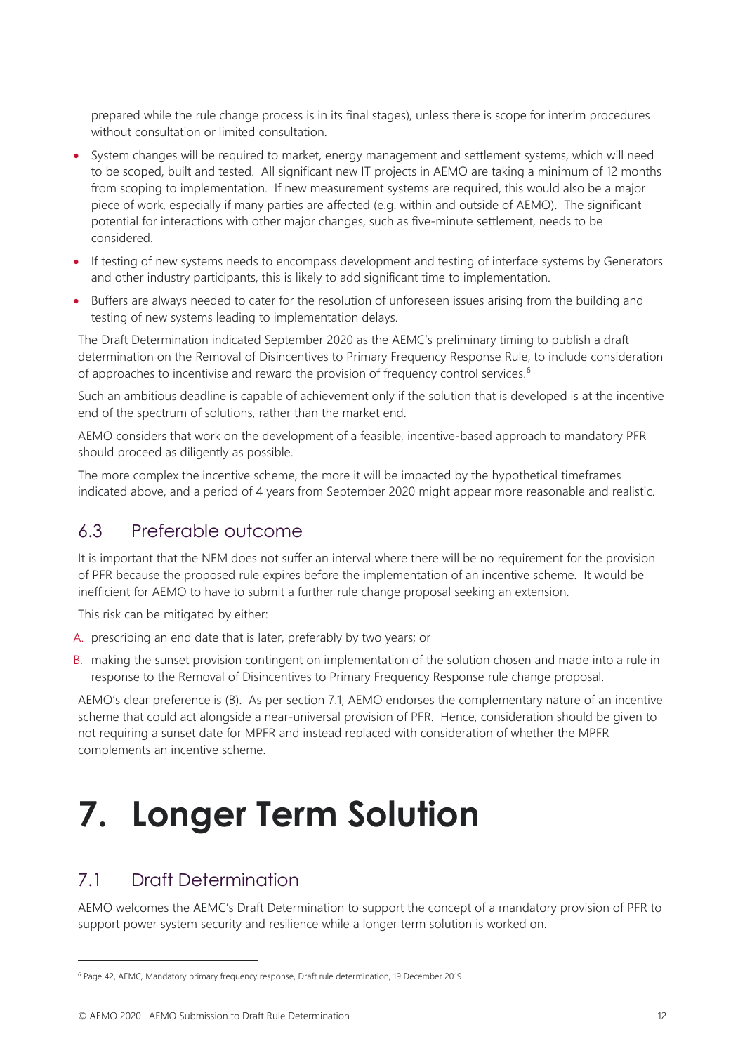prepared while the rule change process is in its final stages), unless there is scope for interim procedures without consultation or limited consultation.

- System changes will be required to market, energy management and settlement systems, which will need to be scoped, built and tested. All significant new IT projects in AEMO are taking a minimum of 12 months from scoping to implementation. If new measurement systems are required, this would also be a major piece of work, especially if many parties are affected (e.g. within and outside of AEMO). The significant potential for interactions with other major changes, such as five-minute settlement, needs to be considered.
- If testing of new systems needs to encompass development and testing of interface systems by Generators and other industry participants, this is likely to add significant time to implementation.
- Buffers are always needed to cater for the resolution of unforeseen issues arising from the building and testing of new systems leading to implementation delays.

The Draft Determination indicated September 2020 as the AEMC's preliminary timing to publish a draft determination on the Removal of Disincentives to Primary Frequency Response Rule, to include consideration of approaches to incentivise and reward the provision of frequency control services.[6]

Such an ambitious deadline is capable of achievement only if the solution that is developed is at the incentive end of the spectrum of solutions, rather than the market end.

AEMO considers that work on the development of a feasible, incentive-based approach to mandatory PFR should proceed as diligently as possible.

The more complex the incentive scheme, the more it will be impacted by the hypothetical timeframes indicated above, and a period of 4 years from September 2020 might appear more reasonable and realistic.

## 6.3 Preferable outcome

It is important that the NEM does not suffer an interval where there will be no requirement for the provision of PFR because the proposed rule expires before the implementation of an incentive scheme. It would be inefficient for AEMO to have to submit a further rule change proposal seeking an extension.

This risk can be mitigated by either:

A. prescribing an end date that is later, preferably by two years; or

B. making the sunset provision contingent on implementation of the solution chosen and made into a rule in response to the Removal of Disincentives to Primary Frequency Response rule change proposal.

AEMO's clear preference is (B). As per section 7.1, AEMO endorses the complementary nature of an incentive scheme that could act alongside a near-universal provision of PFR. Hence, consideration should be given to not requiring a sunset date for MPFR and instead replaced with consideration of whether the MPFR complements an incentive scheme.

# 7. Longer Term Solution

## 7.1 Draft Determination

AEMO welcomes the AEMC's Draft Determination to support the concept of a mandatory provision of PFR to support power system security and resilience while a longer term solution is worked on.

---

[6] Page 42, AEMC, Mandatory primary frequency response, Draft rule determination, 19 December 2019.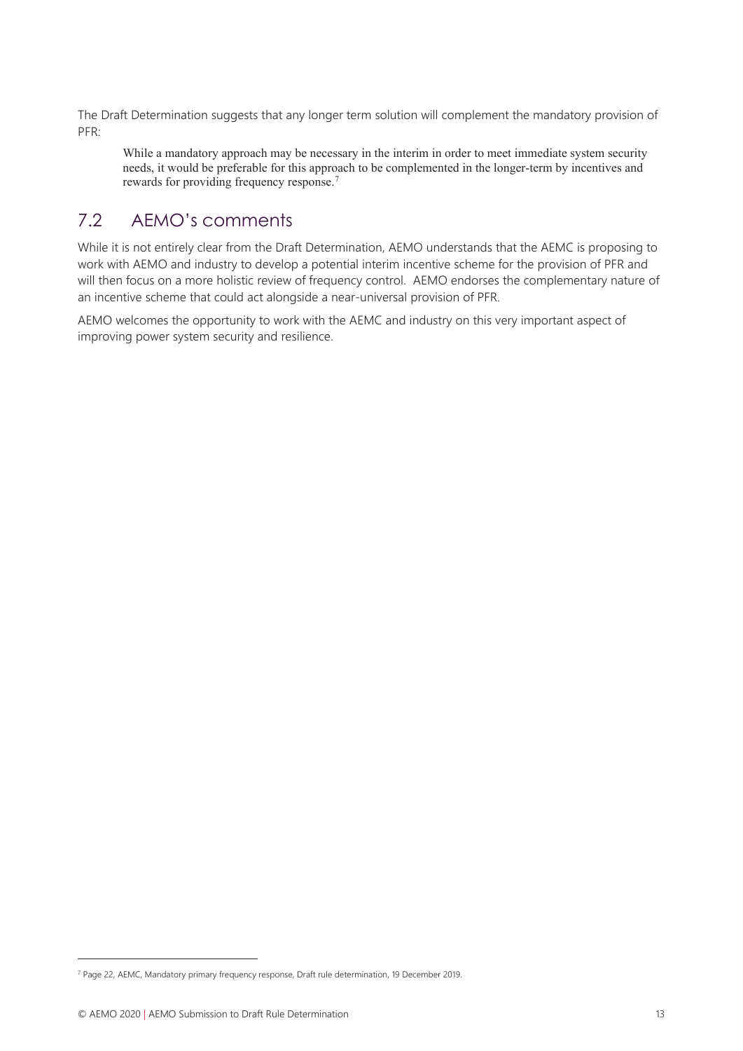The Draft Determination suggests that any longer term solution will complement the mandatory provision of PFR:

> While a mandatory approach may be necessary in the interim in order to meet immediate system security needs, it would be preferable for this approach to be complemented in the longer-term by incentives and rewards for providing frequency response.[7]

## 7.2 AEMO's comments

While it is not entirely clear from the Draft Determination, AEMO understands that the AEMC is proposing to work with AEMO and industry to develop a potential interim incentive scheme for the provision of PFR and will then focus on a more holistic review of frequency control. AEMO endorses the complementary nature of an incentive scheme that could act alongside a near-universal provision of PFR.

AEMO welcomes the opportunity to work with the AEMC and industry on this very important aspect of improving power system security and resilience.

[7] Page 22, AEMC, Mandatory primary frequency response, Draft rule determination, 19 December 2019.